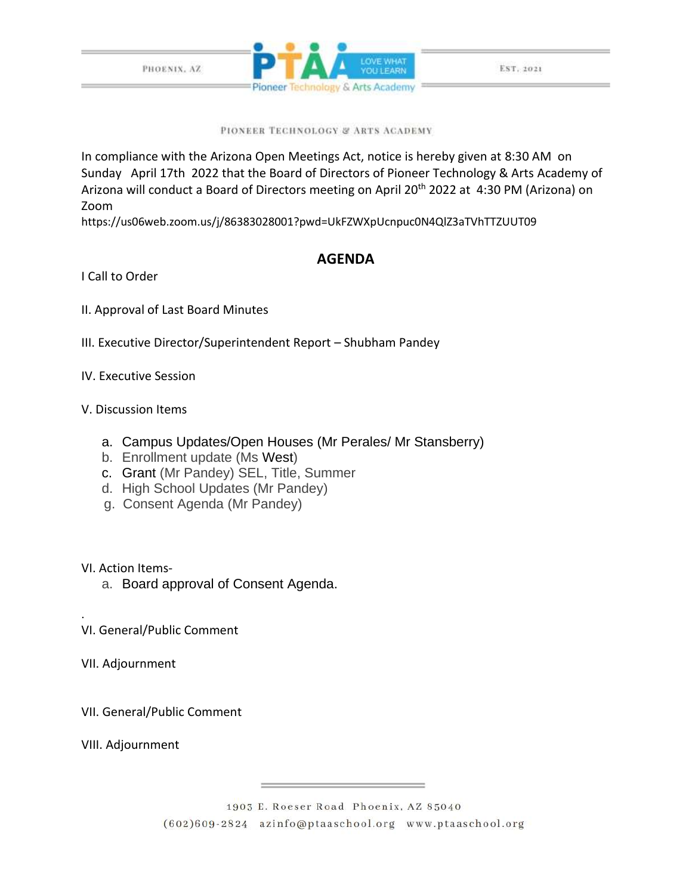PHOENIX, AZ

PTAA LOVE WHAT YOU LEARN

Pioneer Technology & Arts Academy

EST. 2021

PIONEER TECHNOLOGY & ARTS ACADEMY

In compliance with the Arizona Open Meetings Act, notice is hereby given at 8:30 AM on Sunday April 17th 2022 that the Board of Directors of Pioneer Technology & Arts Academy of Arizona will conduct a Board of Directors meeting on April 20th 2022 at 4:30 PM (Arizona) on Zoom

https://us06web.zoom.us/j/86383028001?pwd=UkFZWXpUcnpuc0N4QlZ3aTVhTTZUUT09

## AGENDA

I Call to Order

II. Approval of Last Board Minutes

III. Executive Director/Superintendent Report – Shubham Pandey

IV. Executive Session

V. Discussion Items

a. Campus Updates/Open Houses (Mr Perales/ Mr Stansberry)
b. Enrollment update (Ms West)
c. Grant (Mr Pandey) SEL, Title, Summer
d. High School Updates (Mr Pandey)
g. Consent Agenda (Mr Pandey)

VI. Action Items-

a. Board approval of Consent Agenda.

.

VI. General/Public Comment

VII. Adjournment

VII. General/Public Comment

VIII. Adjournment

1903 E. Roeser Road Phoenix, AZ 85040

(602)609-2824 azinfo@ptaaschool.org www.ptaaschool.org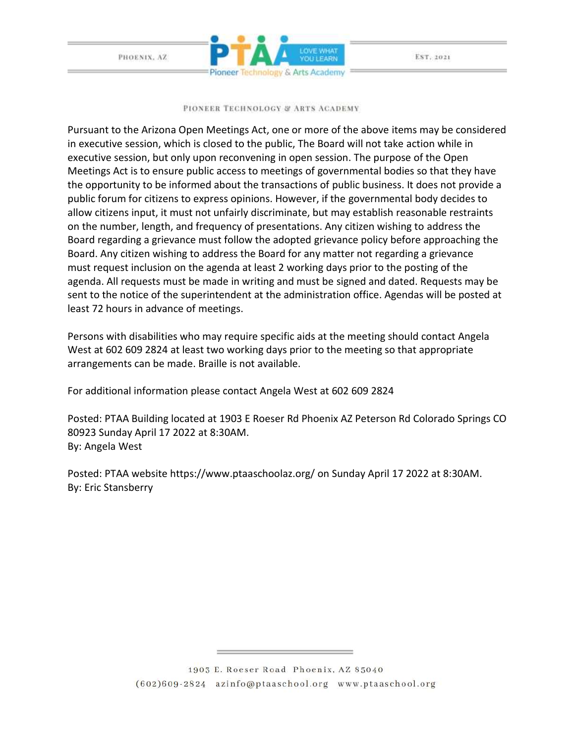Pioneer Technology & Arts Academy

Pursuant to the Arizona Open Meetings Act, one or more of the above items may be considered in executive session, which is closed to the public, The Board will not take action while in executive session, but only upon reconvening in open session. The purpose of the Open Meetings Act is to ensure public access to meetings of governmental bodies so that they have the opportunity to be informed about the transactions of public business. It does not provide a public forum for citizens to express opinions. However, if the governmental body decides to allow citizens input, it must not unfairly discriminate, but may establish reasonable restraints on the number, length, and frequency of presentations. Any citizen wishing to address the Board regarding a grievance must follow the adopted grievance policy before approaching the Board. Any citizen wishing to address the Board for any matter not regarding a grievance must request inclusion on the agenda at least 2 working days prior to the posting of the agenda. All requests must be made in writing and must be signed and dated. Requests may be sent to the notice of the superintendent at the administration office. Agendas will be posted at least 72 hours in advance of meetings.

Persons with disabilities who may require specific aids at the meeting should contact Angela West at 602 609 2824 at least two working days prior to the meeting so that appropriate arrangements can be made. Braille is not available.

For additional information please contact Angela West at 602 609 2824

Posted: PTAA Building located at 1903 E Roeser Rd Phoenix AZ Peterson Rd Colorado Springs CO 80923 Sunday April 17 2022 at 8:30AM.
By: Angela West

Posted: PTAA website https://www.ptaaschoolaz.org/ on Sunday April 17 2022 at 8:30AM.
By: Eric Stansberry